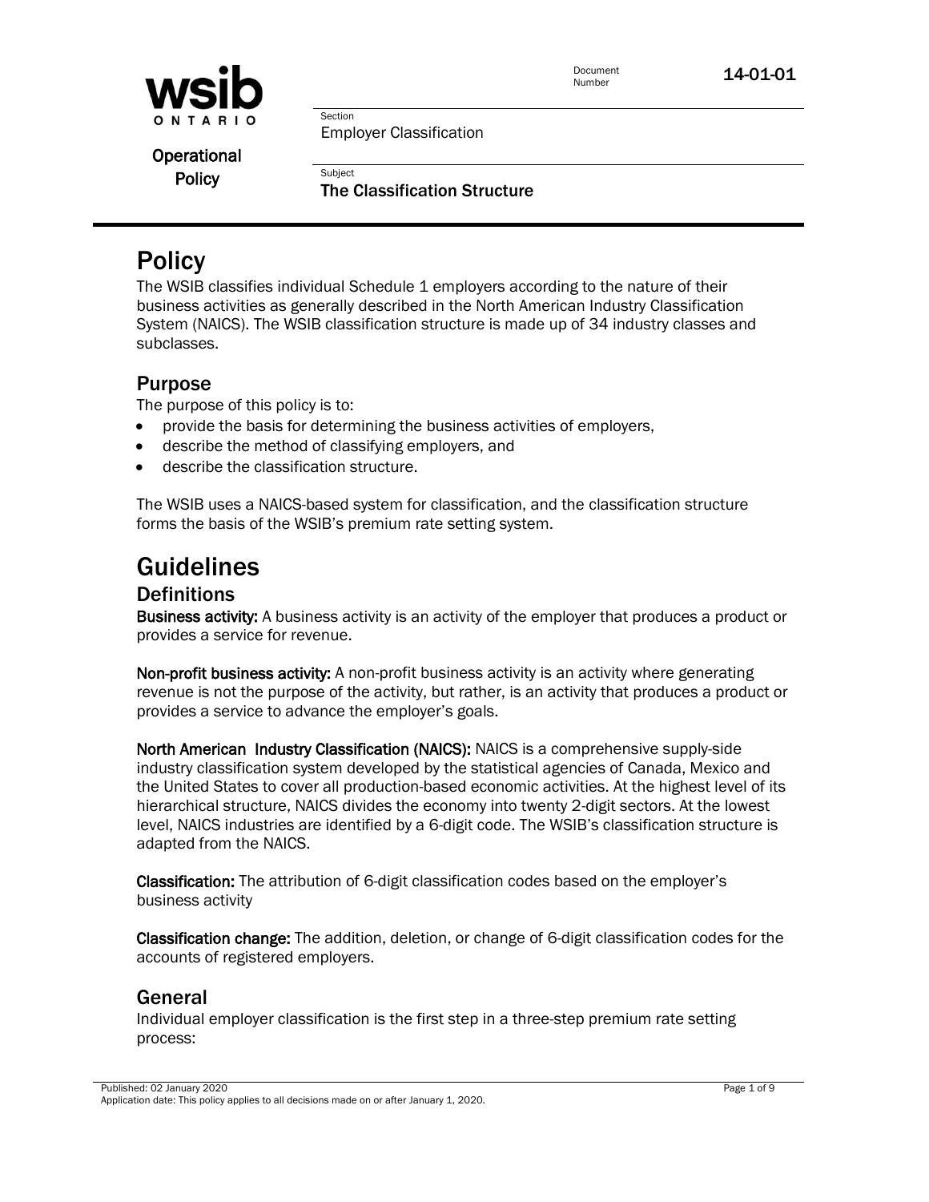Document Number 14-01-01

Operational Policy

Section
Employer Classification

Subject
**The Classification Structure**

# Policy

The WSIB classifies individual Schedule 1 employers according to the nature of their business activities as generally described in the North American Industry Classification System (NAICS). The WSIB classification structure is made up of 34 industry classes and subclasses.

## Purpose

The purpose of this policy is to:

- provide the basis for determining the business activities of employers,
- describe the method of classifying employers, and
- describe the classification structure.

The WSIB uses a NAICS-based system for classification, and the classification structure forms the basis of the WSIB's premium rate setting system.

# Guidelines

## Definitions

**Business activity:** A business activity is an activity of the employer that produces a product or provides a service for revenue.

**Non-profit business activity:** A non-profit business activity is an activity where generating revenue is not the purpose of the activity, but rather, is an activity that produces a product or provides a service to advance the employer's goals.

**North American Industry Classification (NAICS):** NAICS is a comprehensive supply-side industry classification system developed by the statistical agencies of Canada, Mexico and the United States to cover all production-based economic activities. At the highest level of its hierarchical structure, NAICS divides the economy into twenty 2-digit sectors. At the lowest level, NAICS industries are identified by a 6-digit code. The WSIB's classification structure is adapted from the NAICS.

**Classification:** The attribution of 6-digit classification codes based on the employer's business activity

**Classification change:** The addition, deletion, or change of 6-digit classification codes for the accounts of registered employers.

## General

Individual employer classification is the first step in a three-step premium rate setting process:

Published: 02 January 2020
Application date: This policy applies to all decisions made on or after January 1, 2020.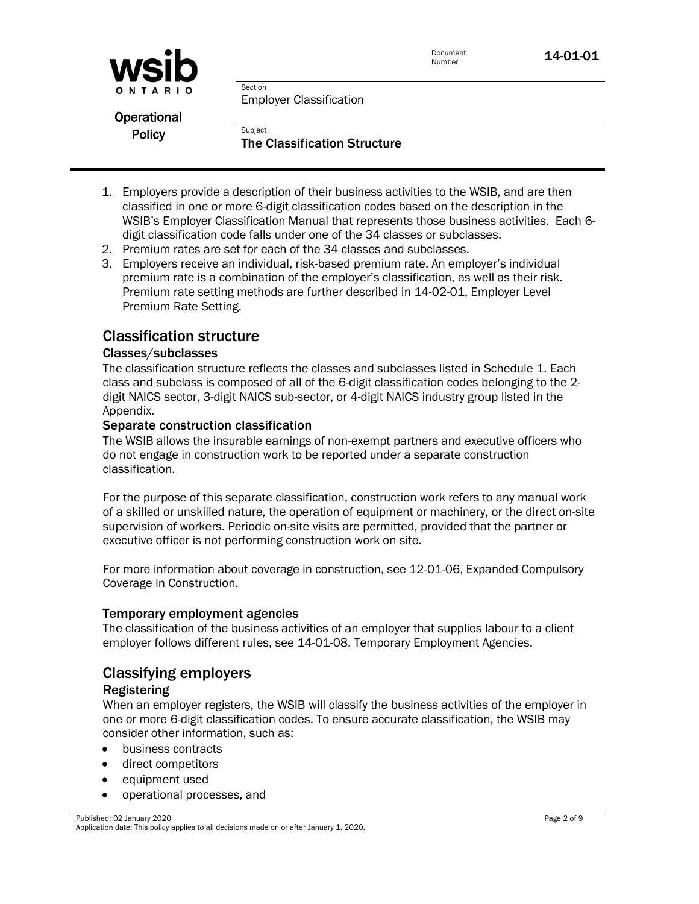1. Employers provide a description of their business activities to the WSIB, and are then classified in one or more 6-digit classification codes based on the description in the WSIB's Employer Classification Manual that represents those business activities. Each 6-digit classification code falls under one of the 34 classes or subclasses.
2. Premium rates are set for each of the 34 classes and subclasses.
3. Employers receive an individual, risk-based premium rate. An employer's individual premium rate is a combination of the employer's classification, as well as their risk. Premium rate setting methods are further described in 14-02-01, Employer Level Premium Rate Setting.

## Classification structure

### Classes/subclasses

The classification structure reflects the classes and subclasses listed in Schedule 1. Each class and subclass is composed of all of the 6-digit classification codes belonging to the 2-digit NAICS sector, 3-digit NAICS sub-sector, or 4-digit NAICS industry group listed in the Appendix.

### Separate construction classification

The WSIB allows the insurable earnings of non-exempt partners and executive officers who do not engage in construction work to be reported under a separate construction classification.

For the purpose of this separate classification, construction work refers to any manual work of a skilled or unskilled nature, the operation of equipment or machinery, or the direct on-site supervision of workers. Periodic on-site visits are permitted, provided that the partner or executive officer is not performing construction work on site.

For more information about coverage in construction, see 12-01-06, Expanded Compulsory Coverage in Construction.

### Temporary employment agencies

The classification of the business activities of an employer that supplies labour to a client employer follows different rules, see 14-01-08, Temporary Employment Agencies.

## Classifying employers

### Registering

When an employer registers, the WSIB will classify the business activities of the employer in one or more 6-digit classification codes. To ensure accurate classification, the WSIB may consider other information, such as:

- business contracts
- direct competitors
- equipment used
- operational processes, and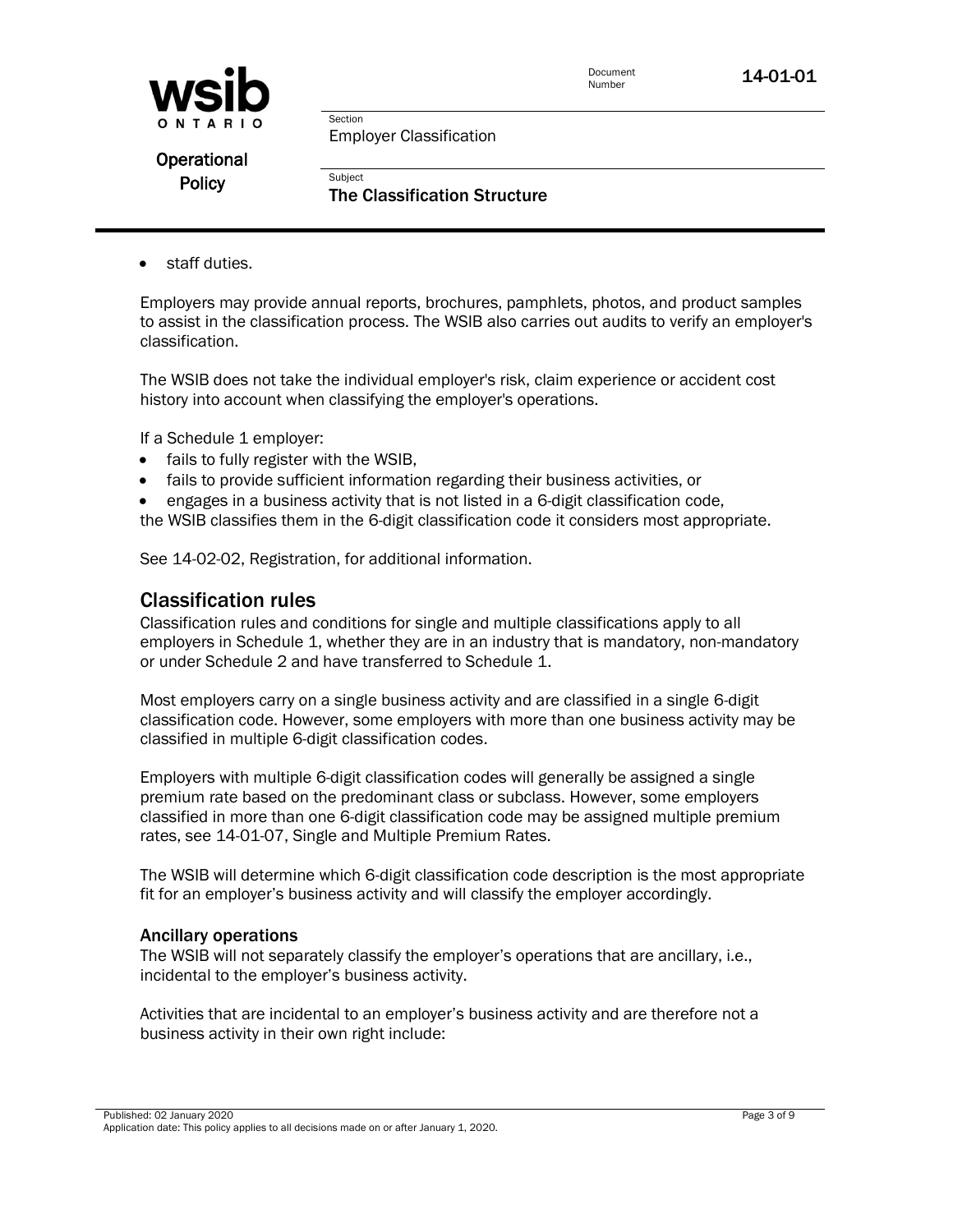- staff duties.

Employers may provide annual reports, brochures, pamphlets, photos, and product samples to assist in the classification process. The WSIB also carries out audits to verify an employer's classification.

The WSIB does not take the individual employer's risk, claim experience or accident cost history into account when classifying the employer's operations.

If a Schedule 1 employer:

- fails to fully register with the WSIB,
- fails to provide sufficient information regarding their business activities, or
- engages in a business activity that is not listed in a 6-digit classification code,

the WSIB classifies them in the 6-digit classification code it considers most appropriate.

See 14-02-02, Registration, for additional information.

## Classification rules

Classification rules and conditions for single and multiple classifications apply to all employers in Schedule 1, whether they are in an industry that is mandatory, non-mandatory or under Schedule 2 and have transferred to Schedule 1.

Most employers carry on a single business activity and are classified in a single 6-digit classification code. However, some employers with more than one business activity may be classified in multiple 6-digit classification codes.

Employers with multiple 6-digit classification codes will generally be assigned a single premium rate based on the predominant class or subclass. However, some employers classified in more than one 6-digit classification code may be assigned multiple premium rates, see 14-01-07, Single and Multiple Premium Rates.

The WSIB will determine which 6-digit classification code description is the most appropriate fit for an employer's business activity and will classify the employer accordingly.

### Ancillary operations

The WSIB will not separately classify the employer's operations that are ancillary, i.e., incidental to the employer's business activity.

Activities that are incidental to an employer's business activity and are therefore not a business activity in their own right include: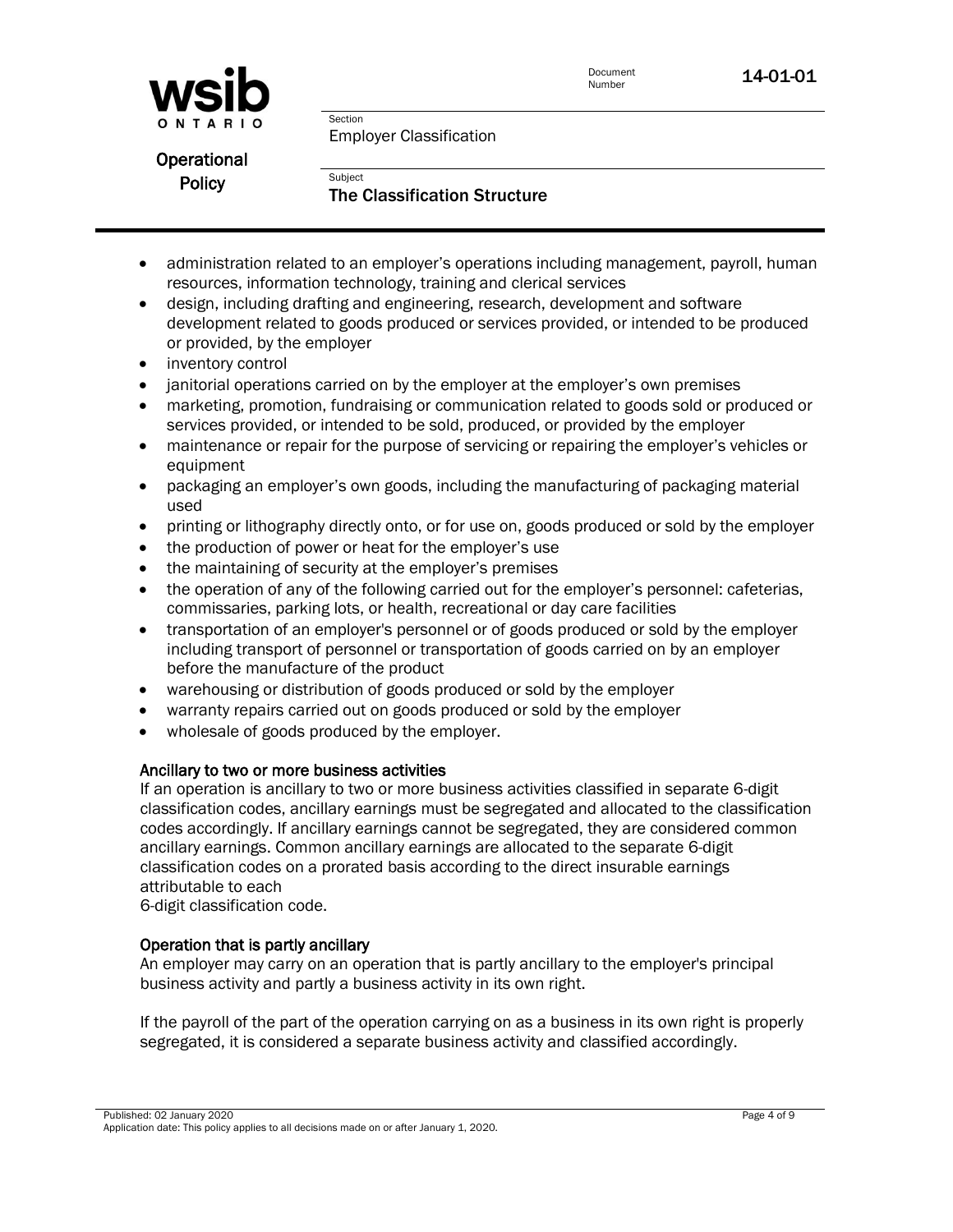- administration related to an employer's operations including management, payroll, human resources, information technology, training and clerical services
- design, including drafting and engineering, research, development and software development related to goods produced or services provided, or intended to be produced or provided, by the employer
- inventory control
- janitorial operations carried on by the employer at the employer's own premises
- marketing, promotion, fundraising or communication related to goods sold or produced or services provided, or intended to be sold, produced, or provided by the employer
- maintenance or repair for the purpose of servicing or repairing the employer's vehicles or equipment
- packaging an employer's own goods, including the manufacturing of packaging material used
- printing or lithography directly onto, or for use on, goods produced or sold by the employer
- the production of power or heat for the employer's use
- the maintaining of security at the employer's premises
- the operation of any of the following carried out for the employer's personnel: cafeterias, commissaries, parking lots, or health, recreational or day care facilities
- transportation of an employer's personnel or of goods produced or sold by the employer including transport of personnel or transportation of goods carried on by an employer before the manufacture of the product
- warehousing or distribution of goods produced or sold by the employer
- warranty repairs carried out on goods produced or sold by the employer
- wholesale of goods produced by the employer.

#### Ancillary to two or more business activities

If an operation is ancillary to two or more business activities classified in separate 6-digit classification codes, ancillary earnings must be segregated and allocated to the classification codes accordingly. If ancillary earnings cannot be segregated, they are considered common ancillary earnings. Common ancillary earnings are allocated to the separate 6-digit classification codes on a prorated basis according to the direct insurable earnings attributable to each 6-digit classification code.

#### Operation that is partly ancillary

An employer may carry on an operation that is partly ancillary to the employer's principal business activity and partly a business activity in its own right.

If the payroll of the part of the operation carrying on as a business in its own right is properly segregated, it is considered a separate business activity and classified accordingly.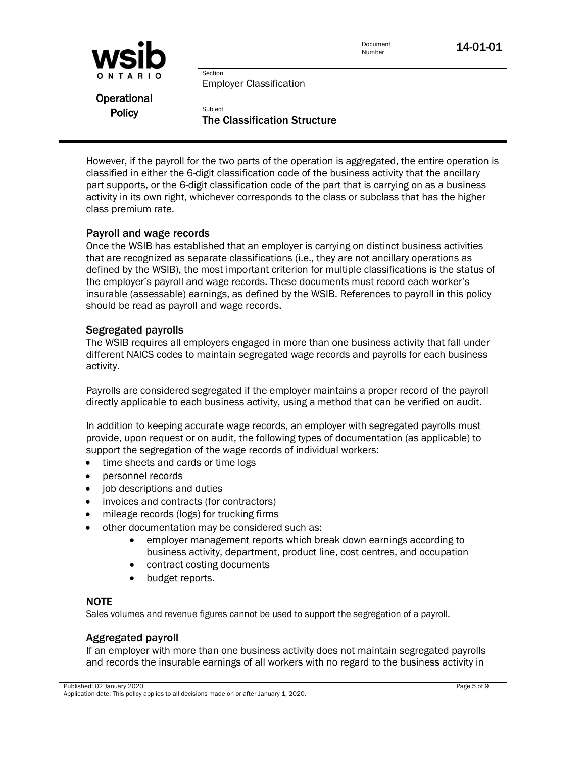However, if the payroll for the two parts of the operation is aggregated, the entire operation is classified in either the 6-digit classification code of the business activity that the ancillary part supports, or the 6-digit classification code of the part that is carrying on as a business activity in its own right, whichever corresponds to the class or subclass that has the higher class premium rate.

### Payroll and wage records

Once the WSIB has established that an employer is carrying on distinct business activities that are recognized as separate classifications (i.e., they are not ancillary operations as defined by the WSIB), the most important criterion for multiple classifications is the status of the employer's payroll and wage records. These documents must record each worker's insurable (assessable) earnings, as defined by the WSIB. References to payroll in this policy should be read as payroll and wage records.

### Segregated payrolls

The WSIB requires all employers engaged in more than one business activity that fall under different NAICS codes to maintain segregated wage records and payrolls for each business activity.

Payrolls are considered segregated if the employer maintains a proper record of the payroll directly applicable to each business activity, using a method that can be verified on audit.

In addition to keeping accurate wage records, an employer with segregated payrolls must provide, upon request or on audit, the following types of documentation (as applicable) to support the segregation of the wage records of individual workers:

- time sheets and cards or time logs
- personnel records
- job descriptions and duties
- invoices and contracts (for contractors)
- mileage records (logs) for trucking firms
- other documentation may be considered such as:
    - employer management reports which break down earnings according to business activity, department, product line, cost centres, and occupation
    - contract costing documents
    - budget reports.

**NOTE**

Sales volumes and revenue figures cannot be used to support the segregation of a payroll.

### Aggregated payroll

If an employer with more than one business activity does not maintain segregated payrolls and records the insurable earnings of all workers with no regard to the business activity in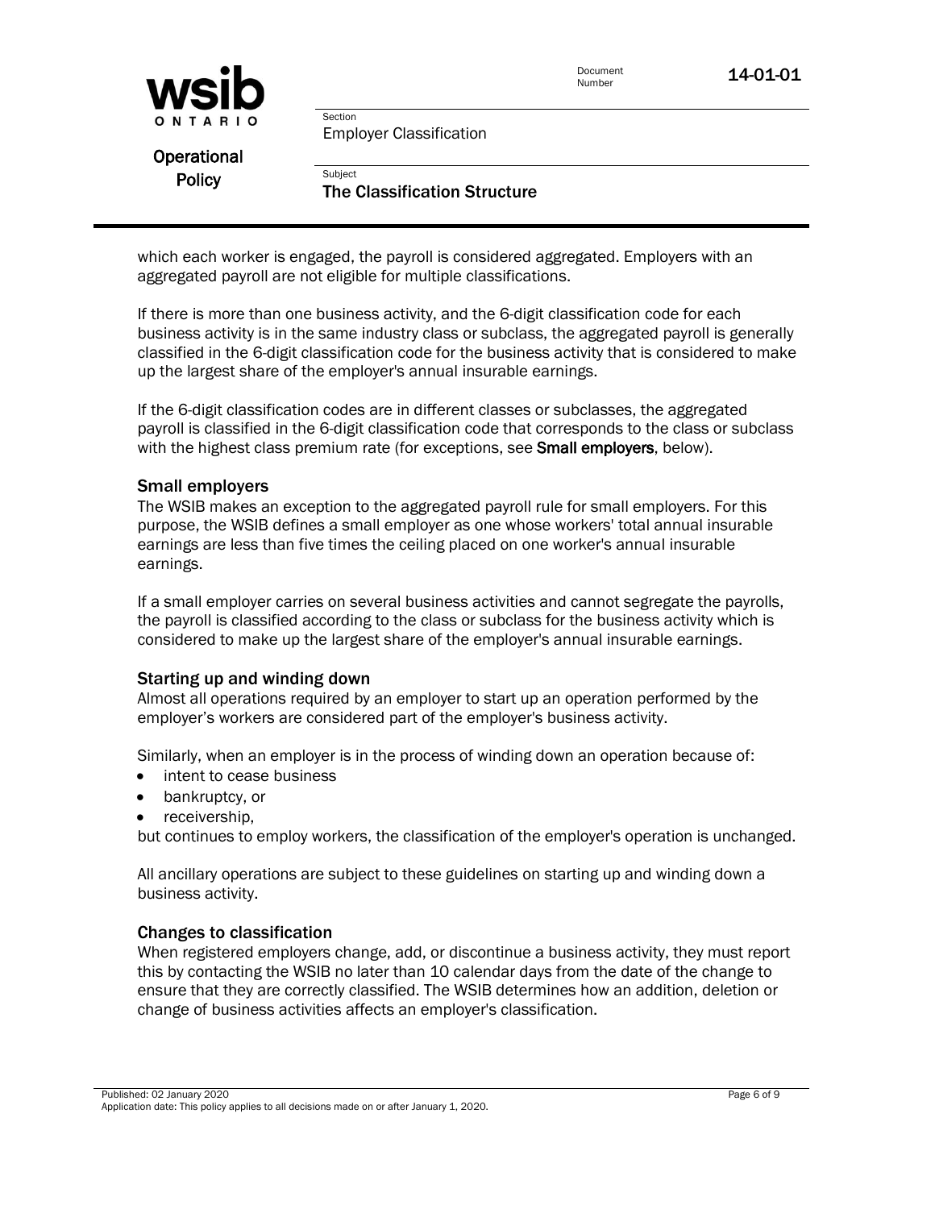which each worker is engaged, the payroll is considered aggregated. Employers with an aggregated payroll are not eligible for multiple classifications.

If there is more than one business activity, and the 6-digit classification code for each business activity is in the same industry class or subclass, the aggregated payroll is generally classified in the 6-digit classification code for the business activity that is considered to make up the largest share of the employer's annual insurable earnings.

If the 6-digit classification codes are in different classes or subclasses, the aggregated payroll is classified in the 6-digit classification code that corresponds to the class or subclass with the highest class premium rate (for exceptions, see **Small employers**, below).

### Small employers

The WSIB makes an exception to the aggregated payroll rule for small employers. For this purpose, the WSIB defines a small employer as one whose workers' total annual insurable earnings are less than five times the ceiling placed on one worker's annual insurable earnings.

If a small employer carries on several business activities and cannot segregate the payrolls, the payroll is classified according to the class or subclass for the business activity which is considered to make up the largest share of the employer's annual insurable earnings.

### Starting up and winding down

Almost all operations required by an employer to start up an operation performed by the employer's workers are considered part of the employer's business activity.

Similarly, when an employer is in the process of winding down an operation because of:

- intent to cease business
- bankruptcy, or
- receivership,

but continues to employ workers, the classification of the employer's operation is unchanged.

All ancillary operations are subject to these guidelines on starting up and winding down a business activity.

### Changes to classification

When registered employers change, add, or discontinue a business activity, they must report this by contacting the WSIB no later than 10 calendar days from the date of the change to ensure that they are correctly classified. The WSIB determines how an addition, deletion or change of business activities affects an employer's classification.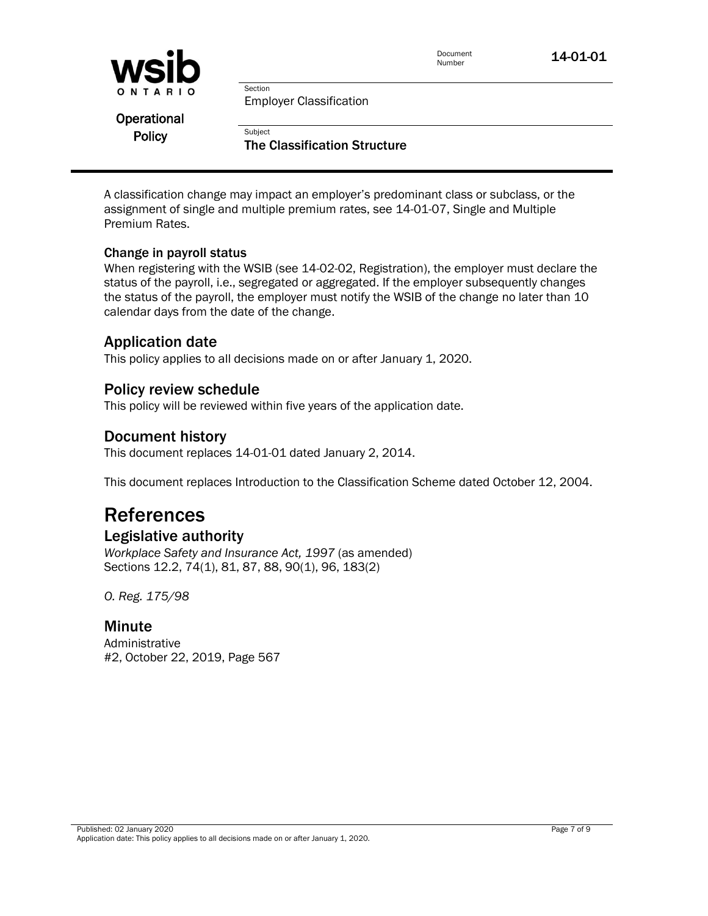A classification change may impact an employer's predominant class or subclass, or the assignment of single and multiple premium rates, see 14-01-07, Single and Multiple Premium Rates.

### Change in payroll status

When registering with the WSIB (see 14-02-02, Registration), the employer must declare the status of the payroll, i.e., segregated or aggregated. If the employer subsequently changes the status of the payroll, the employer must notify the WSIB of the change no later than 10 calendar days from the date of the change.

## Application date

This policy applies to all decisions made on or after January 1, 2020.

## Policy review schedule

This policy will be reviewed within five years of the application date.

## Document history

This document replaces 14-01-01 dated January 2, 2014.

This document replaces Introduction to the Classification Scheme dated October 12, 2004.

# References

## Legislative authority

*Workplace Safety and Insurance Act, 1997* (as amended)
Sections 12.2, 74(1), 81, 87, 88, 90(1), 96, 183(2)

*O. Reg. 175/98*

## Minute

Administrative
#2, October 22, 2019, Page 567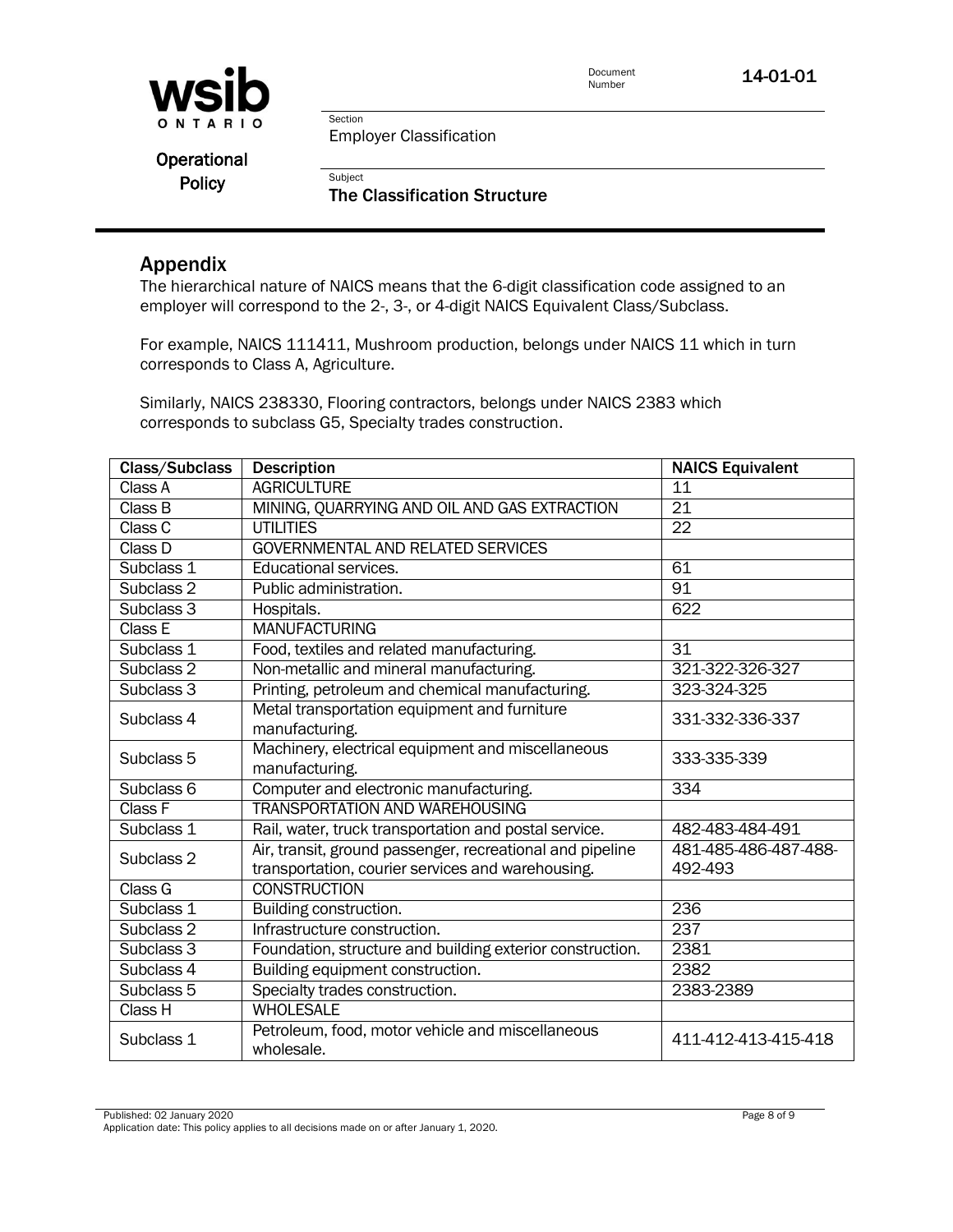## Appendix

The hierarchical nature of NAICS means that the 6-digit classification code assigned to an employer will correspond to the 2-, 3-, or 4-digit NAICS Equivalent Class/Subclass.

For example, NAICS 111411, Mushroom production, belongs under NAICS 11 which in turn corresponds to Class A, Agriculture.

Similarly, NAICS 238330, Flooring contractors, belongs under NAICS 2383 which corresponds to subclass G5, Specialty trades construction.

| Class/Subclass | Description | NAICS Equivalent |
|---|---|---|
| Class A | AGRICULTURE | 11 |
| Class B | MINING, QUARRYING AND OIL AND GAS EXTRACTION | 21 |
| Class C | UTILITIES | 22 |
| Class D | GOVERNMENTAL AND RELATED SERVICES | |
| Subclass 1 | Educational services. | 61 |
| Subclass 2 | Public administration. | 91 |
| Subclass 3 | Hospitals. | 622 |
| Class E | MANUFACTURING | |
| Subclass 1 | Food, textiles and related manufacturing. | 31 |
| Subclass 2 | Non-metallic and mineral manufacturing. | 321-322-326-327 |
| Subclass 3 | Printing, petroleum and chemical manufacturing. | 323-324-325 |
| Subclass 4 | Metal transportation equipment and furniture manufacturing. | 331-332-336-337 |
| Subclass 5 | Machinery, electrical equipment and miscellaneous manufacturing. | 333-335-339 |
| Subclass 6 | Computer and electronic manufacturing. | 334 |
| Class F | TRANSPORTATION AND WAREHOUSING | |
| Subclass 1 | Rail, water, truck transportation and postal service. | 482-483-484-491 |
| Subclass 2 | Air, transit, ground passenger, recreational and pipeline transportation, courier services and warehousing. | 481-485-486-487-488-492-493 |
| Class G | CONSTRUCTION | |
| Subclass 1 | Building construction. | 236 |
| Subclass 2 | Infrastructure construction. | 237 |
| Subclass 3 | Foundation, structure and building exterior construction. | 2381 |
| Subclass 4 | Building equipment construction. | 2382 |
| Subclass 5 | Specialty trades construction. | 2383-2389 |
| Class H | WHOLESALE | |
| Subclass 1 | Petroleum, food, motor vehicle and miscellaneous wholesale. | 411-412-413-415-418 |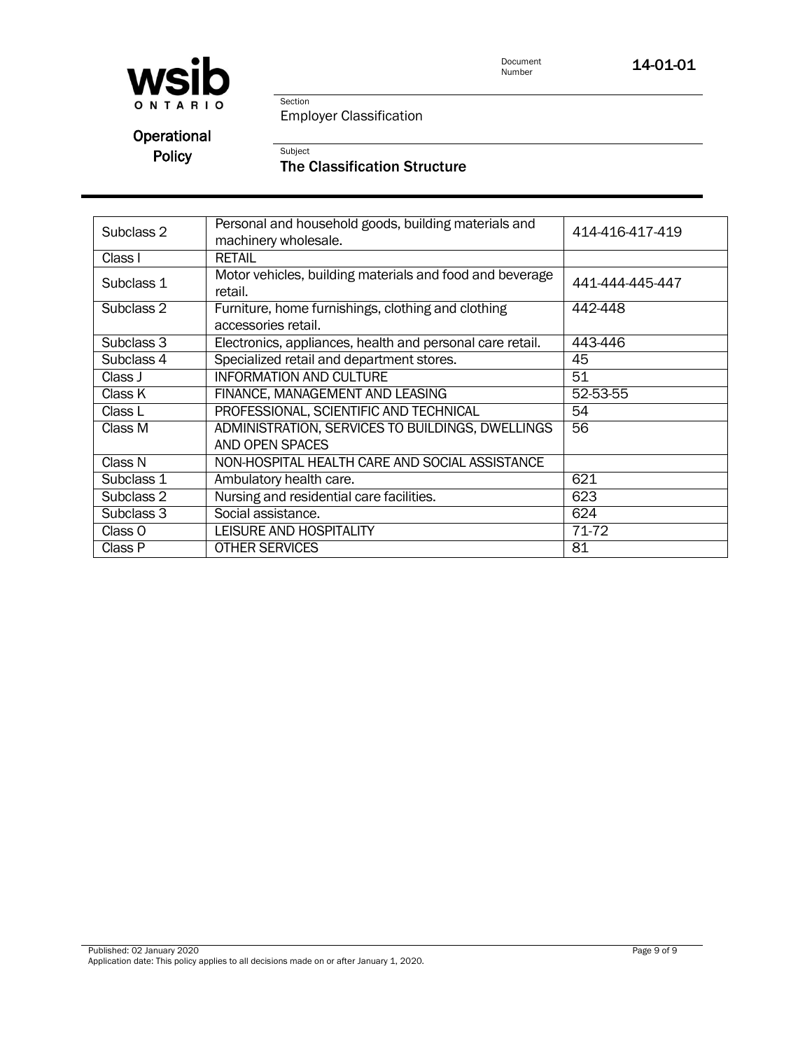| | | |
|---|---|---|
| Subclass 2 | Personal and household goods, building materials and machinery wholesale. | 414-416-417-419 |
| Class I | RETAIL | |
| Subclass 1 | Motor vehicles, building materials and food and beverage retail. | 441-444-445-447 |
| Subclass 2 | Furniture, home furnishings, clothing and clothing accessories retail. | 442-448 |
| Subclass 3 | Electronics, appliances, health and personal care retail. | 443-446 |
| Subclass 4 | Specialized retail and department stores. | 45 |
| Class J | INFORMATION AND CULTURE | 51 |
| Class K | FINANCE, MANAGEMENT AND LEASING | 52-53-55 |
| Class L | PROFESSIONAL, SCIENTIFIC AND TECHNICAL | 54 |
| Class M | ADMINISTRATION, SERVICES TO BUILDINGS, DWELLINGS AND OPEN SPACES | 56 |
| Class N | NON-HOSPITAL HEALTH CARE AND SOCIAL ASSISTANCE | |
| Subclass 1 | Ambulatory health care. | 621 |
| Subclass 2 | Nursing and residential care facilities. | 623 |
| Subclass 3 | Social assistance. | 624 |
| Class O | LEISURE AND HOSPITALITY | 71-72 |
| Class P | OTHER SERVICES | 81 |